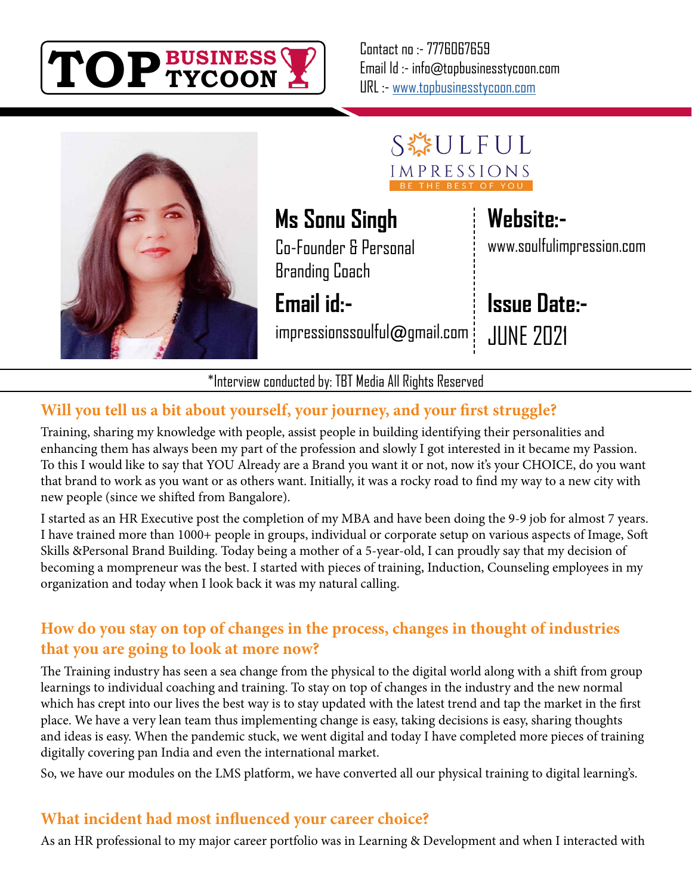TOP BUSINESS TYCOON

Contact no :- 7776067659
Email Id :- info@topbusinesstycoon.com
URL :- www.topbusinesstycoon.com

SOULFUL IMPRESSIONS
BE THE BEST OF YOU

**Ms Sonu Singh**
Co-Founder & Personal Branding Coach

**Email id:-**
impressionssoulful@gmail.com

**Website:-**
www.soulfulimpression.com

**Issue Date:-**
JUNE 2021

*Interview conducted by: TBT Media All Rights Reserved

## Will you tell us a bit about yourself, your journey, and your first struggle?

Training, sharing my knowledge with people, assist people in building identifying their personalities and enhancing them has always been my part of the profession and slowly I got interested in it became my Passion. To this I would like to say that YOU Already are a Brand you want it or not, now it's your CHOICE, do you want that brand to work as you want or as others want. Initially, it was a rocky road to find my way to a new city with new people (since we shifted from Bangalore).

I started as an HR Executive post the completion of my MBA and have been doing the 9-9 job for almost 7 years. I have trained more than 1000+ people in groups, individual or corporate setup on various aspects of Image, Soft Skills &Personal Brand Building. Today being a mother of a 5-year-old, I can proudly say that my decision of becoming a mompreneur was the best. I started with pieces of training, Induction, Counseling employees in my organization and today when I look back it was my natural calling.

## How do you stay on top of changes in the process, changes in thought of industries that you are going to look at more now?

The Training industry has seen a sea change from the physical to the digital world along with a shift from group learnings to individual coaching and training. To stay on top of changes in the industry and the new normal which has crept into our lives the best way is to stay updated with the latest trend and tap the market in the first place. We have a very lean team thus implementing change is easy, taking decisions is easy, sharing thoughts and ideas is easy. When the pandemic stuck, we went digital and today I have completed more pieces of training digitally covering pan India and even the international market.

So, we have our modules on the LMS platform, we have converted all our physical training to digital learning's.

## What incident had most influenced your career choice?

As an HR professional to my major career portfolio was in Learning & Development and when I interacted with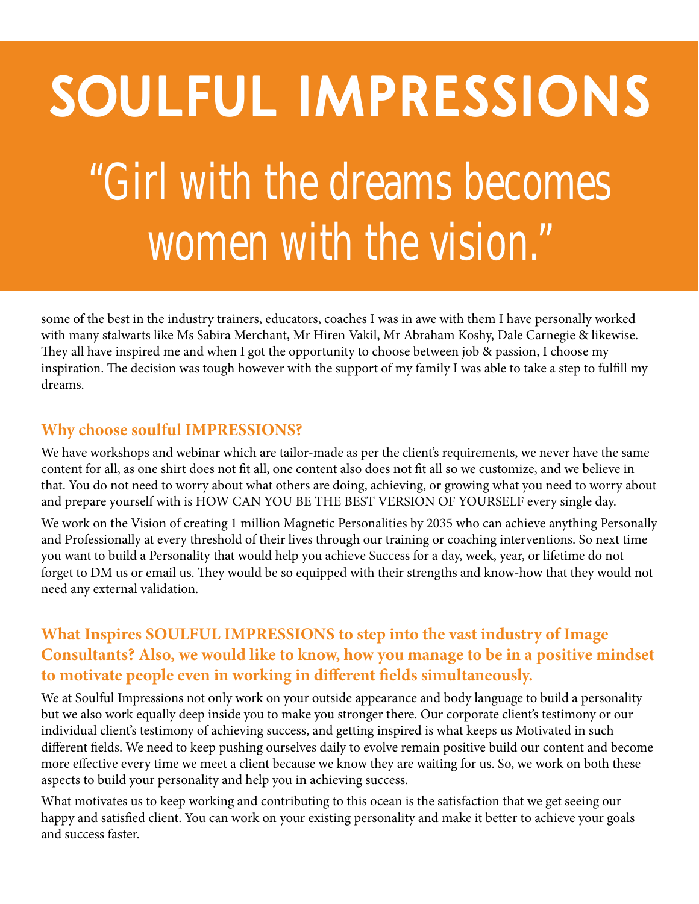# SOULFUL IMPRESSIONS

## "Girl with the dreams becomes women with the vision."

some of the best in the industry trainers, educators, coaches I was in awe with them I have personally worked with many stalwarts like Ms Sabira Merchant, Mr Hiren Vakil, Mr Abraham Koshy, Dale Carnegie & likewise. They all have inspired me and when I got the opportunity to choose between job & passion, I choose my inspiration. The decision was tough however with the support of my family I was able to take a step to fulfill my dreams.

### Why choose soulful IMPRESSIONS?

We have workshops and webinar which are tailor-made as per the client's requirements, we never have the same content for all, as one shirt does not fit all, one content also does not fit all so we customize, and we believe in that. You do not need to worry about what others are doing, achieving, or growing what you need to worry about and prepare yourself with is HOW CAN YOU BE THE BEST VERSION OF YOURSELF every single day.

We work on the Vision of creating 1 million Magnetic Personalities by 2035 who can achieve anything Personally and Professionally at every threshold of their lives through our training or coaching interventions. So next time you want to build a Personality that would help you achieve Success for a day, week, year, or lifetime do not forget to DM us or email us. They would be so equipped with their strengths and know-how that they would not need any external validation.

### What Inspires SOULFUL IMPRESSIONS to step into the vast industry of Image Consultants? Also, we would like to know, how you manage to be in a positive mindset to motivate people even in working in different fields simultaneously.

We at Soulful Impressions not only work on your outside appearance and body language to build a personality but we also work equally deep inside you to make you stronger there. Our corporate client's testimony or our individual client's testimony of achieving success, and getting inspired is what keeps us Motivated in such different fields. We need to keep pushing ourselves daily to evolve remain positive build our content and become more effective every time we meet a client because we know they are waiting for us. So, we work on both these aspects to build your personality and help you in achieving success.

What motivates us to keep working and contributing to this ocean is the satisfaction that we get seeing our happy and satisfied client. You can work on your existing personality and make it better to achieve your goals and success faster.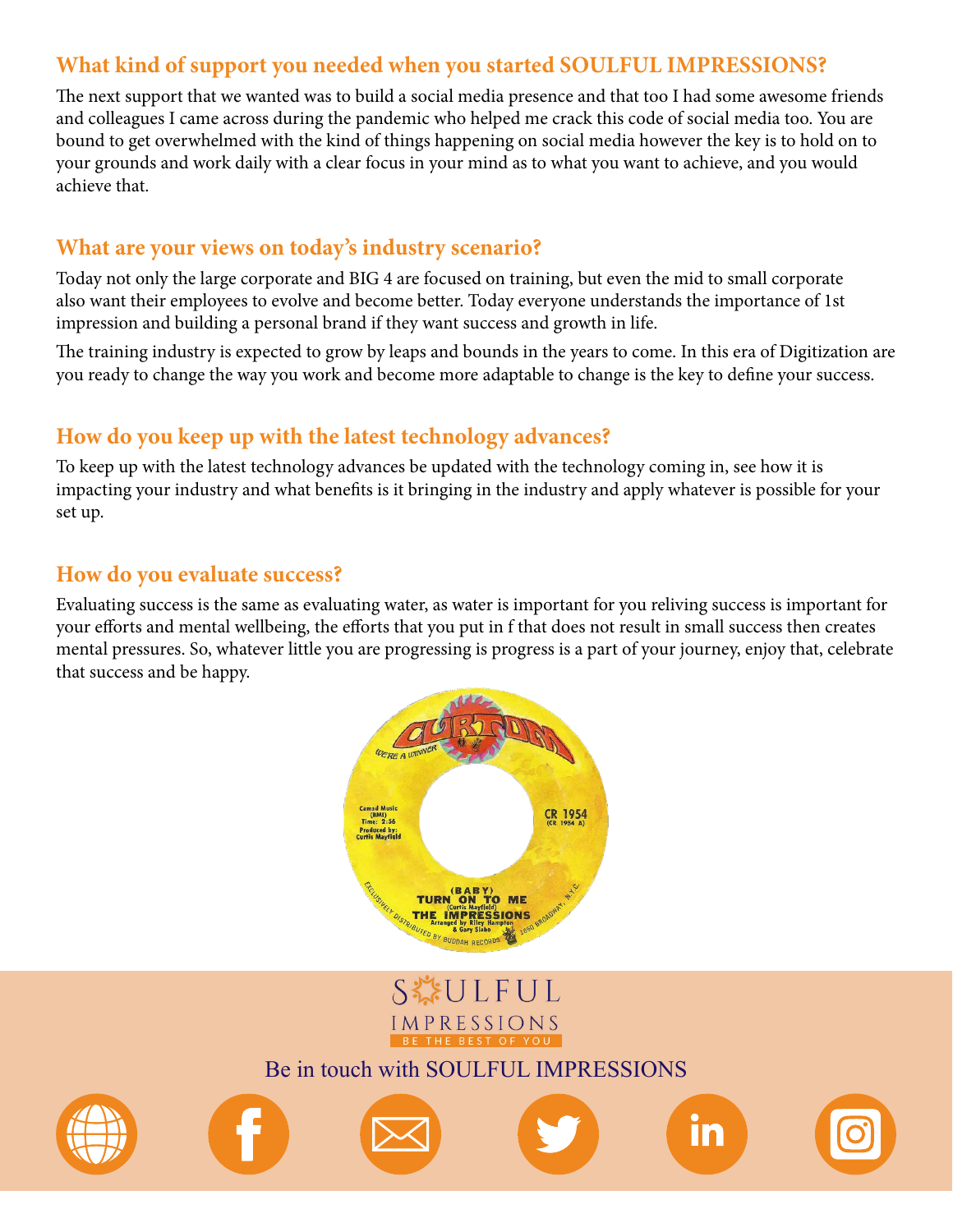### What kind of support you needed when you started SOULFUL IMPRESSIONS?

The next support that we wanted was to build a social media presence and that too I had some awesome friends and colleagues I came across during the pandemic who helped me crack this code of social media too. You are bound to get overwhelmed with the kind of things happening on social media however the key is to hold on to your grounds and work daily with a clear focus in your mind as to what you want to achieve, and you would achieve that.

### What are your views on today's industry scenario?

Today not only the large corporate and BIG 4 are focused on training, but even the mid to small corporate also want their employees to evolve and become better. Today everyone understands the importance of 1st impression and building a personal brand if they want success and growth in life.

The training industry is expected to grow by leaps and bounds in the years to come. In this era of Digitization are you ready to change the way you work and become more adaptable to change is the key to define your success.

### How do you keep up with the latest technology advances?

To keep up with the latest technology advances be updated with the technology coming in, see how it is impacting your industry and what benefits is it bringing in the industry and apply whatever is possible for your set up.

### How do you evaluate success?

Evaluating success is the same as evaluating water, as water is important for you reliving success is important for your efforts and mental wellbeing, the efforts that you put in f that does not result in small success then creates mental pressures. So, whatever little you are progressing is progress is a part of your journey, enjoy that, celebrate that success and be happy.

SOULFUL IMPRESSIONS

BE THE BEST OF YOU

Be in touch with SOULFUL IMPRESSIONS